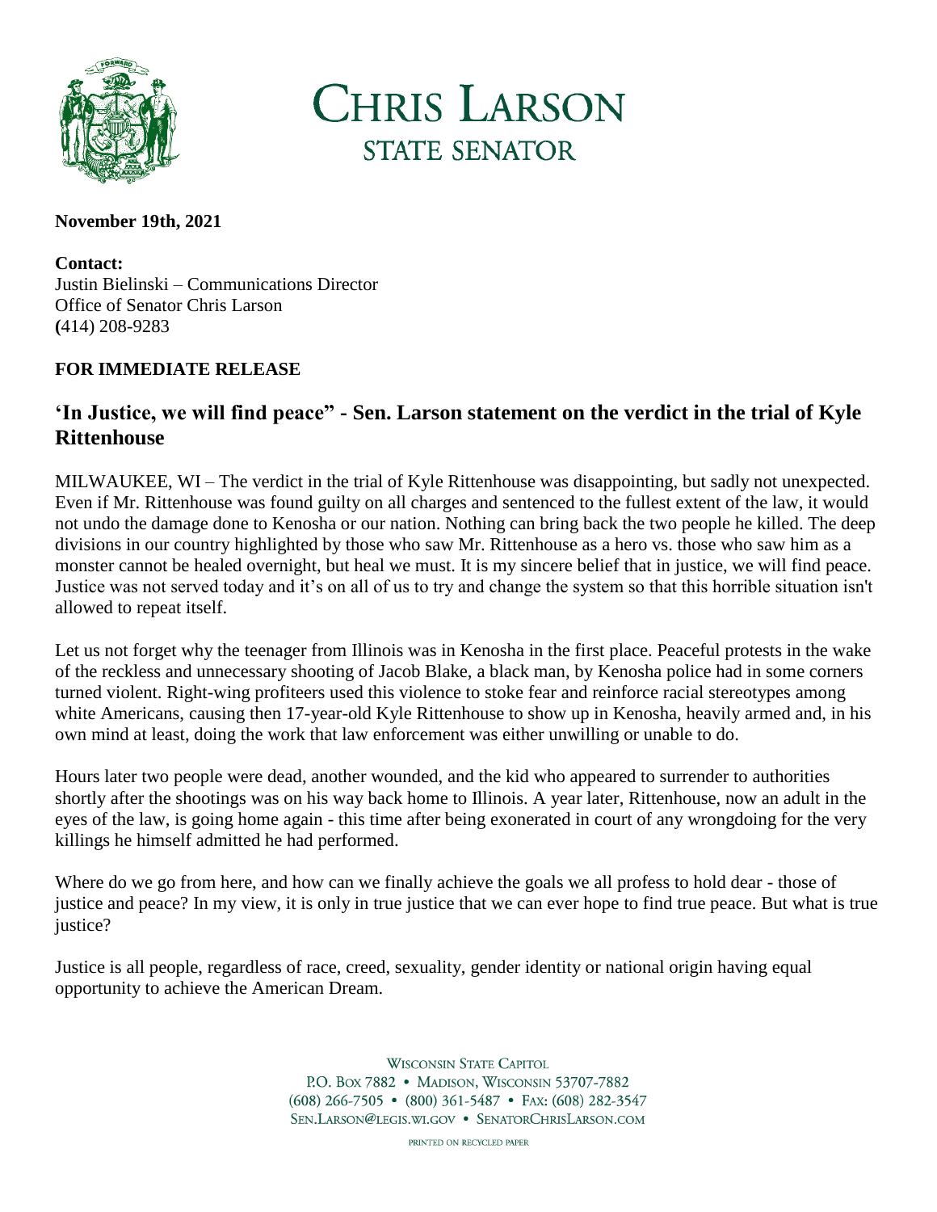# CHRIS LARSON
## STATE SENATOR

**November 19th, 2021**

**Contact:**
Justin Bielinski – Communications Director
Office of Senator Chris Larson
**(**414) 208-9283

**FOR IMMEDIATE RELEASE**

## 'In Justice, we will find peace" - Sen. Larson statement on the verdict in the trial of Kyle Rittenhouse

MILWAUKEE, WI – The verdict in the trial of Kyle Rittenhouse was disappointing, but sadly not unexpected. Even if Mr. Rittenhouse was found guilty on all charges and sentenced to the fullest extent of the law, it would not undo the damage done to Kenosha or our nation. Nothing can bring back the two people he killed. The deep divisions in our country highlighted by those who saw Mr. Rittenhouse as a hero vs. those who saw him as a monster cannot be healed overnight, but heal we must. It is my sincere belief that in justice, we will find peace. Justice was not served today and it's on all of us to try and change the system so that this horrible situation isn't allowed to repeat itself.

Let us not forget why the teenager from Illinois was in Kenosha in the first place. Peaceful protests in the wake of the reckless and unnecessary shooting of Jacob Blake, a black man, by Kenosha police had in some corners turned violent. Right-wing profiteers used this violence to stoke fear and reinforce racial stereotypes among white Americans, causing then 17-year-old Kyle Rittenhouse to show up in Kenosha, heavily armed and, in his own mind at least, doing the work that law enforcement was either unwilling or unable to do.

Hours later two people were dead, another wounded, and the kid who appeared to surrender to authorities shortly after the shootings was on his way back home to Illinois. A year later, Rittenhouse, now an adult in the eyes of the law, is going home again - this time after being exonerated in court of any wrongdoing for the very killings he himself admitted he had performed.

Where do we go from here, and how can we finally achieve the goals we all profess to hold dear - those of justice and peace? In my view, it is only in true justice that we can ever hope to find true peace. But what is true justice?

Justice is all people, regardless of race, creed, sexuality, gender identity or national origin having equal opportunity to achieve the American Dream.

WISCONSIN STATE CAPITOL
P.O. BOX 7882 • MADISON, WISCONSIN 53707-7882
(608) 266-7505 • (800) 361-5487 • FAX: (608) 282-3547
SEN.LARSON@LEGIS.WI.GOV • SENATORCHRISLARSON.COM

PRINTED ON RECYCLED PAPER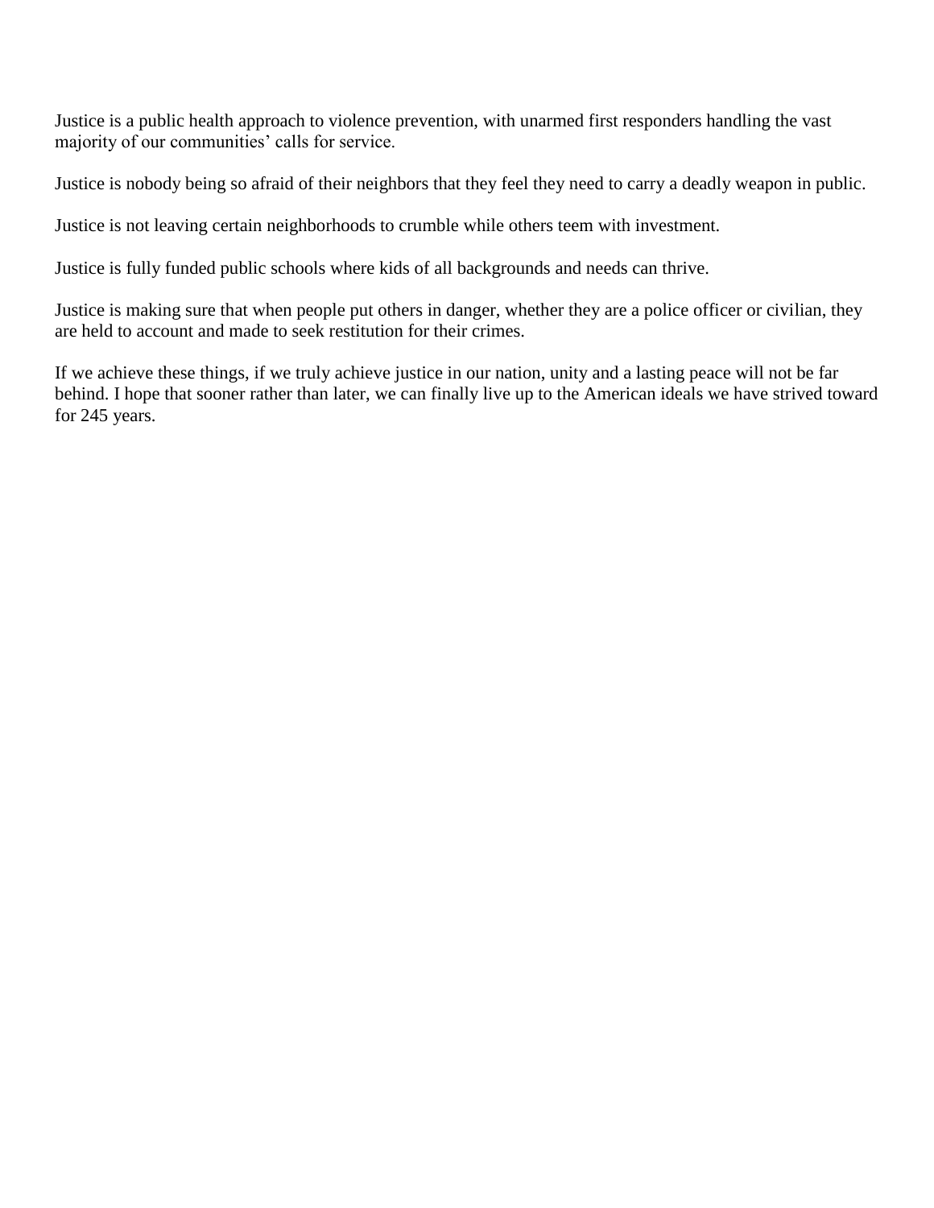Justice is a public health approach to violence prevention, with unarmed first responders handling the vast majority of our communities' calls for service.

Justice is nobody being so afraid of their neighbors that they feel they need to carry a deadly weapon in public.

Justice is not leaving certain neighborhoods to crumble while others teem with investment.

Justice is fully funded public schools where kids of all backgrounds and needs can thrive.

Justice is making sure that when people put others in danger, whether they are a police officer or civilian, they are held to account and made to seek restitution for their crimes.

If we achieve these things, if we truly achieve justice in our nation, unity and a lasting peace will not be far behind. I hope that sooner rather than later, we can finally live up to the American ideals we have strived toward for 245 years.